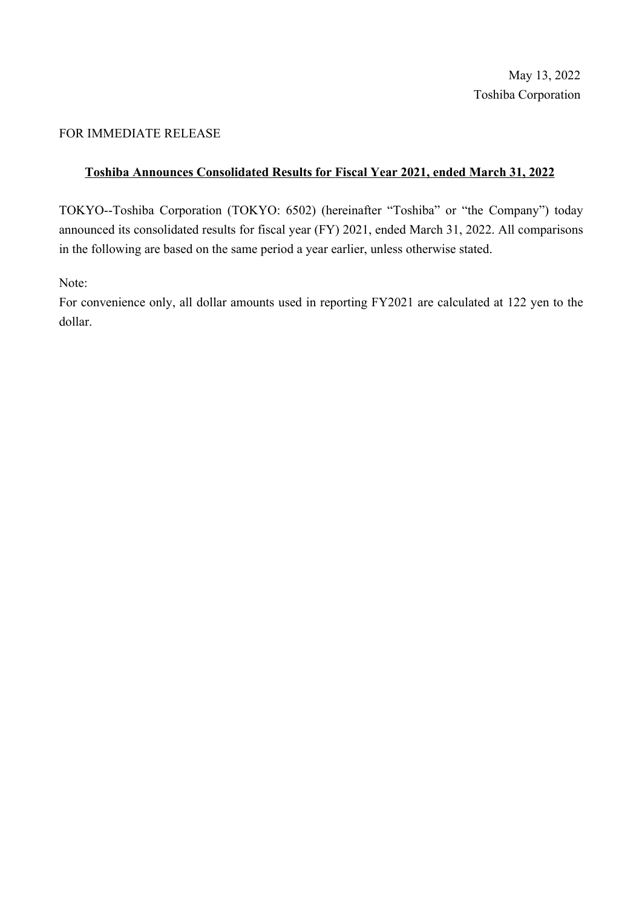May 13, 2022
Toshiba Corporation

FOR IMMEDIATE RELEASE

## Toshiba Announces Consolidated Results for Fiscal Year 2021, ended March 31, 2022

TOKYO--Toshiba Corporation (TOKYO: 6502) (hereinafter "Toshiba" or "the Company") today announced its consolidated results for fiscal year (FY) 2021, ended March 31, 2022. All comparisons in the following are based on the same period a year earlier, unless otherwise stated.

Note:
For convenience only, all dollar amounts used in reporting FY2021 are calculated at 122 yen to the dollar.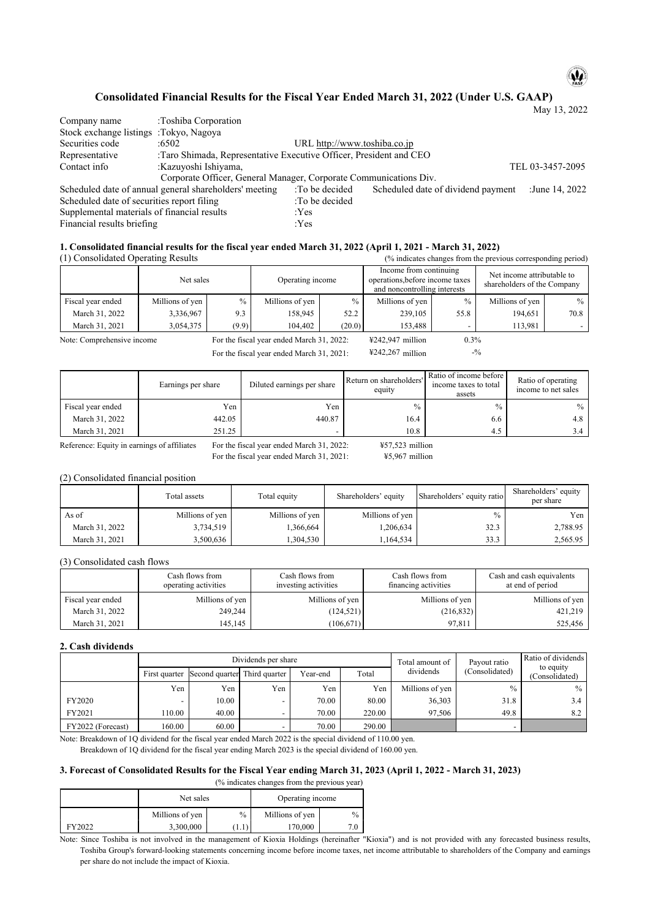# Consolidated Financial Results for the Fiscal Year Ended March 31, 2022 (Under U.S. GAAP)

May 13, 2022

| | | | |
|---|---|---|---|
| Company name | :Toshiba Corporation | | |
| Stock exchange listings | :Tokyo, Nagoya | | |
| Securities code | :6502 | URL http://www.toshiba.co.jp | |
| Representative | :Taro Shimada, Representative Executive Officer, President and CEO | | |
| Contact info | :Kazuyoshi Ishiyama, Corporate Officer, General Manager, Corporate Communications Div. | | TEL 03-3457-2095 |

Scheduled date of annual general shareholders' meeting :To be decided　Scheduled date of dividend payment :June 14, 2022

Scheduled date of securities report filing :To be decided

Supplemental materials of financial results :Yes

Financial results briefing :Yes

## 1. Consolidated financial results for the fiscal year ended March 31, 2022 (April 1, 2021 - March 31, 2022)

(1) Consolidated Operating Results (% indicates changes from the previous corresponding period)

| | Net sales | | Operating income | | Income from continuing operations,before income taxes and noncontrolling interests | | Net income attributable to shareholders of the Company | |
|---|---|---|---|---|---|---|---|---|
| Fiscal year ended | Millions of yen | % | Millions of yen | % | Millions of yen | % | Millions of yen | % |
| March 31, 2022 | 3,336,967 | 9.3 | 158,945 | 52.2 | 239,105 | 55.8 | 194,651 | 70.8 |
| March 31, 2021 | 3,054,375 | (9.9) | 104,402 | (20.0) | 153,488 | - | 113,981 | - |

Note: Comprehensive income　For the fiscal year ended March 31, 2022: ¥242,947 million 0.3%

For the fiscal year ended March 31, 2021: ¥242,267 million -%

| | Earnings per share | Diluted earnings per share | Return on shareholders' equity | Ratio of income before income taxes to total assets | Ratio of operating income to net sales |
|---|---|---|---|---|---|
| Fiscal year ended | Yen | Yen | % | % | % |
| March 31, 2022 | 442.05 | 440.87 | 16.4 | 6.6 | 4.8 |
| March 31, 2021 | 251.25 | - | 10.8 | 4.5 | 3.4 |

Reference: Equity in earnings of affiliates　For the fiscal year ended March 31, 2022: ¥57,523 million

For the fiscal year ended March 31, 2021: ¥5,967 million

(2) Consolidated financial position

| | Total assets | Total equity | Shareholders' equity | Shareholders' equity ratio | Shareholders' equity per share |
|---|---|---|---|---|---|
| As of | Millions of yen | Millions of yen | Millions of yen | % | Yen |
| March 31, 2022 | 3,734,519 | 1,366,664 | 1,206,634 | 32.3 | 2,788.95 |
| March 31, 2021 | 3,500,636 | 1,304,530 | 1,164,534 | 33.3 | 2,565.95 |

(3) Consolidated cash flows

| | Cash flows from operating activities | Cash flows from investing activities | Cash flows from financing activities | Cash and cash equivalents at end of period |
|---|---|---|---|---|
| Fiscal year ended | Millions of yen | Millions of yen | Millions of yen | Millions of yen |
| March 31, 2022 | 249,244 | (124,521) | (216,832) | 421,219 |
| March 31, 2021 | 145,145 | (106,671) | 97,811 | 525,456 |

## 2. Cash dividends

| | Dividends per share | | | | | Total amount of dividends | Payout ratio (Consolidated) | Ratio of dividends to equity (Consolidated) |
|---|---|---|---|---|---|---|---|---|
| | First quarter | Second quarter | Third quarter | Year-end | Total | | | |
| | Yen | Yen | Yen | Yen | Yen | Millions of yen | % | % |
| FY2020 | - | 10.00 | - | 70.00 | 80.00 | 36,303 | 31.8 | 3.4 |
| FY2021 | 110.00 | 40.00 | - | 70.00 | 220.00 | 97,506 | 49.8 | 8.2 |
| FY2022 (Forecast) | 160.00 | 60.00 | - | 70.00 | 290.00 | | - | |

Note: Breakdown of 1Q dividend for the fiscal year ended March 2022 is the special dividend of 110.00 yen.

Breakdown of 1Q dividend for the fiscal year ending March 2023 is the special dividend of 160.00 yen.

## 3. Forecast of Consolidated Results for the Fiscal Year ending March 31, 2023 (April 1, 2022 - March 31, 2023)

(% indicates changes from the previous year)

| | Net sales | | Operating income | |
|---|---|---|---|---|
| | Millions of yen | % | Millions of yen | % |
| FY2022 | 3,300,000 | (1.1) | 170,000 | 7.0 |

Note: Since Toshiba is not involved in the management of Kioxia Holdings (hereinafter "Kioxia") and is not provided with any forecasted business results, Toshiba Group's forward-looking statements concerning income before income taxes, net income attributable to shareholders of the Company and earnings per share do not include the impact of Kioxia.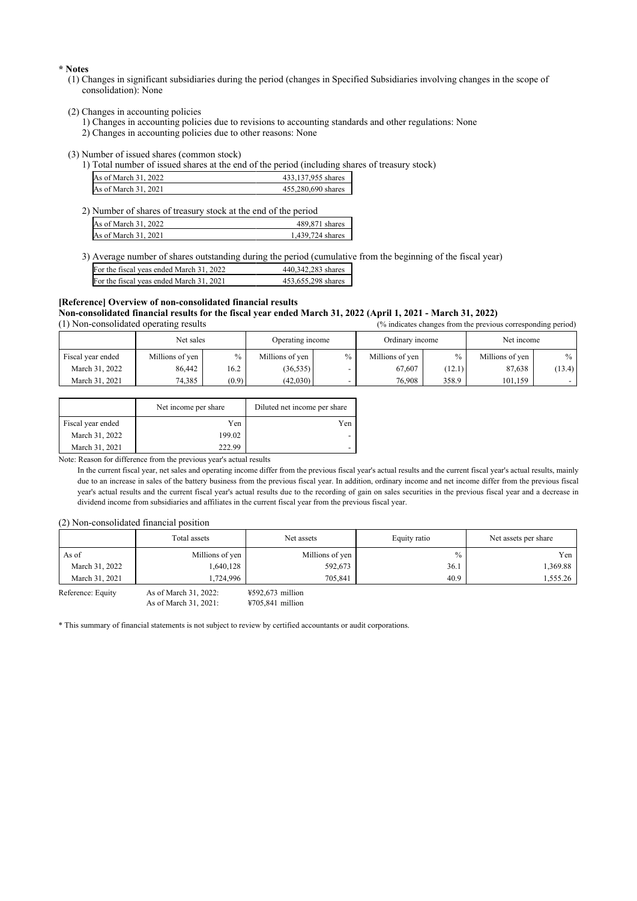**\* Notes**

(1) Changes in significant subsidiaries during the period (changes in Specified Subsidiaries involving changes in the scope of consolidation): None

(2) Changes in accounting policies
1) Changes in accounting policies due to revisions to accounting standards and other regulations: None
2) Changes in accounting policies due to other reasons: None

(3) Number of issued shares (common stock)
1) Total number of issued shares at the end of the period (including shares of treasury stock)

| | |
|---|---|
| As of March 31, 2022 | 433,137,955 shares |
| As of March 31, 2021 | 455,280,690 shares |

2) Number of shares of treasury stock at the end of the period

| | |
|---|---|
| As of March 31, 2022 | 489,871 shares |
| As of March 31, 2021 | 1,439,724 shares |

3) Average number of shares outstanding during the period (cumulative from the beginning of the fiscal year)

| | |
|---|---|
| For the fiscal yeas ended March 31, 2022 | 440,342,283 shares |
| For the fiscal yeas ended March 31, 2021 | 453,655,298 shares |

**[Reference] Overview of non-consolidated financial results**

**Non-consolidated financial results for the fiscal year ended March 31, 2022 (April 1, 2021 - March 31, 2022)**

(1) Non-consolidated operating results (% indicates changes from the previous corresponding period)

| | Net sales | | Operating income | | Ordinary income | | Net income | |
|---|---|---|---|---|---|---|---|---|
| Fiscal year ended | Millions of yen | % | Millions of yen | % | Millions of yen | % | Millions of yen | % |
| March 31, 2022 | 86,442 | 16.2 | (36,535) | - | 67,607 | (12.1) | 87,638 | (13.4) |
| March 31, 2021 | 74,385 | (0.9) | (42,030) | - | 76,908 | 358.9 | 101,159 | - |

| | Net income per share | Diluted net income per share |
|---|---|---|
| Fiscal year ended | Yen | Yen |
| March 31, 2022 | 199.02 | - |
| March 31, 2021 | 222.99 | - |

Note: Reason for difference from the previous year's actual results

In the current fiscal year, net sales and operating income differ from the previous fiscal year's actual results and the current fiscal year's actual results, mainly due to an increase in sales of the battery business from the previous fiscal year. In addition, ordinary income and net income differ from the previous fiscal year's actual results and the current fiscal year's actual results due to the recording of gain on sales securities in the previous fiscal year and a decrease in dividend income from subsidiaries and affiliates in the current fiscal year from the previous fiscal year.

(2) Non-consolidated financial position

| | Total assets | Net assets | Equity ratio | Net assets per share |
|---|---|---|---|---|
| As of | Millions of yen | Millions of yen | % | Yen |
| March 31, 2022 | 1,640,128 | 592,673 | 36.1 | 1,369.88 |
| March 31, 2021 | 1,724,996 | 705,841 | 40.9 | 1,555.26 |

Reference: Equity
As of March 31, 2022: ¥592,673 million
As of March 31, 2021: ¥705,841 million

\* This summary of financial statements is not subject to review by certified accountants or audit corporations.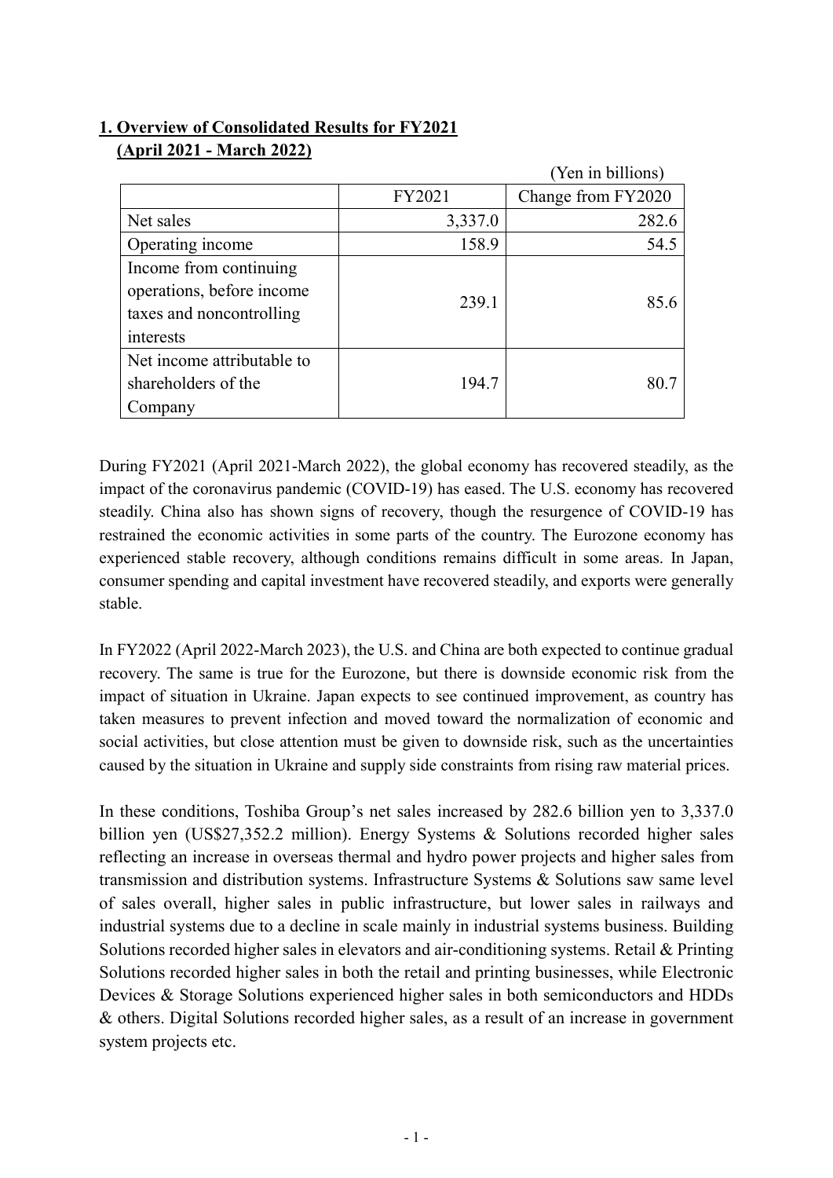## 1. Overview of Consolidated Results for FY2021 (April 2021 - March 2022)

(Yen in billions)

| | FY2021 | Change from FY2020 |
|---|---|---|
| Net sales | 3,337.0 | 282.6 |
| Operating income | 158.9 | 54.5 |
| Income from continuing operations, before income taxes and noncontrolling interests | 239.1 | 85.6 |
| Net income attributable to shareholders of the Company | 194.7 | 80.7 |

During FY2021 (April 2021-March 2022), the global economy has recovered steadily, as the impact of the coronavirus pandemic (COVID-19) has eased. The U.S. economy has recovered steadily. China also has shown signs of recovery, though the resurgence of COVID-19 has restrained the economic activities in some parts of the country. The Eurozone economy has experienced stable recovery, although conditions remains difficult in some areas. In Japan, consumer spending and capital investment have recovered steadily, and exports were generally stable.

In FY2022 (April 2022-March 2023), the U.S. and China are both expected to continue gradual recovery. The same is true for the Eurozone, but there is downside economic risk from the impact of situation in Ukraine. Japan expects to see continued improvement, as country has taken measures to prevent infection and moved toward the normalization of economic and social activities, but close attention must be given to downside risk, such as the uncertainties caused by the situation in Ukraine and supply side constraints from rising raw material prices.

In these conditions, Toshiba Group's net sales increased by 282.6 billion yen to 3,337.0 billion yen (US$27,352.2 million). Energy Systems & Solutions recorded higher sales reflecting an increase in overseas thermal and hydro power projects and higher sales from transmission and distribution systems. Infrastructure Systems & Solutions saw same level of sales overall, higher sales in public infrastructure, but lower sales in railways and industrial systems due to a decline in scale mainly in industrial systems business. Building Solutions recorded higher sales in elevators and air-conditioning systems. Retail & Printing Solutions recorded higher sales in both the retail and printing businesses, while Electronic Devices & Storage Solutions experienced higher sales in both semiconductors and HDDs & others. Digital Solutions recorded higher sales, as a result of an increase in government system projects etc.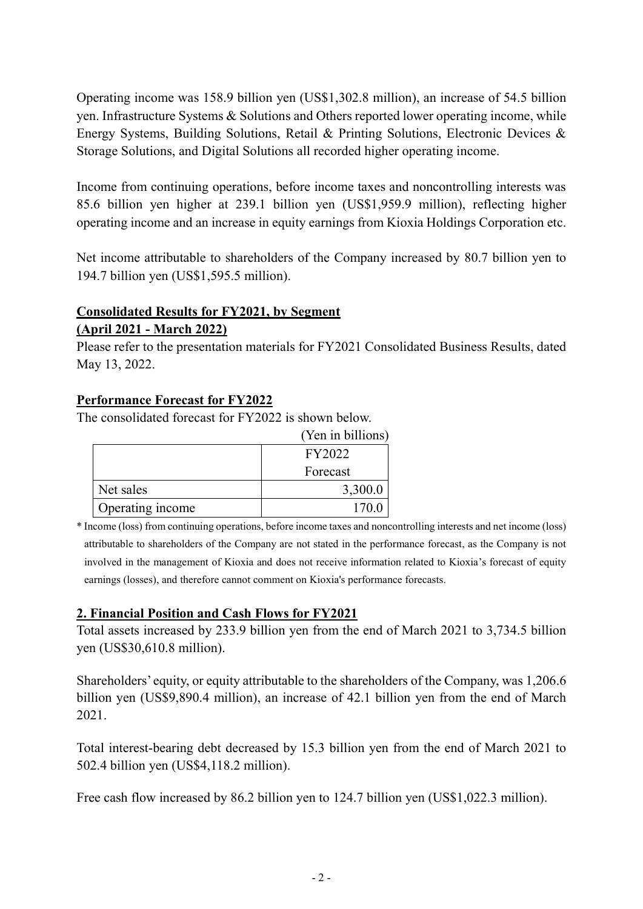Operating income was 158.9 billion yen (US$1,302.8 million), an increase of 54.5 billion yen. Infrastructure Systems & Solutions and Others reported lower operating income, while Energy Systems, Building Solutions, Retail & Printing Solutions, Electronic Devices & Storage Solutions, and Digital Solutions all recorded higher operating income.

Income from continuing operations, before income taxes and noncontrolling interests was 85.6 billion yen higher at 239.1 billion yen (US$1,959.9 million), reflecting higher operating income and an increase in equity earnings from Kioxia Holdings Corporation etc.

Net income attributable to shareholders of the Company increased by 80.7 billion yen to 194.7 billion yen (US$1,595.5 million).

**Consolidated Results for FY2021, by Segment**
**(April 2021 - March 2022)**

Please refer to the presentation materials for FY2021 Consolidated Business Results, dated May 13, 2022.

**Performance Forecast for FY2022**

The consolidated forecast for FY2022 is shown below.

(Yen in billions)

| | FY2022 Forecast |
|---|---|
| Net sales | 3,300.0 |
| Operating income | 170.0 |

\* Income (loss) from continuing operations, before income taxes and noncontrolling interests and net income (loss) attributable to shareholders of the Company are not stated in the performance forecast, as the Company is not involved in the management of Kioxia and does not receive information related to Kioxia's forecast of equity earnings (losses), and therefore cannot comment on Kioxia's performance forecasts.

## 2. Financial Position and Cash Flows for FY2021

Total assets increased by 233.9 billion yen from the end of March 2021 to 3,734.5 billion yen (US$30,610.8 million).

Shareholders' equity, or equity attributable to the shareholders of the Company, was 1,206.6 billion yen (US$9,890.4 million), an increase of 42.1 billion yen from the end of March 2021.

Total interest-bearing debt decreased by 15.3 billion yen from the end of March 2021 to 502.4 billion yen (US$4,118.2 million).

Free cash flow increased by 86.2 billion yen to 124.7 billion yen (US$1,022.3 million).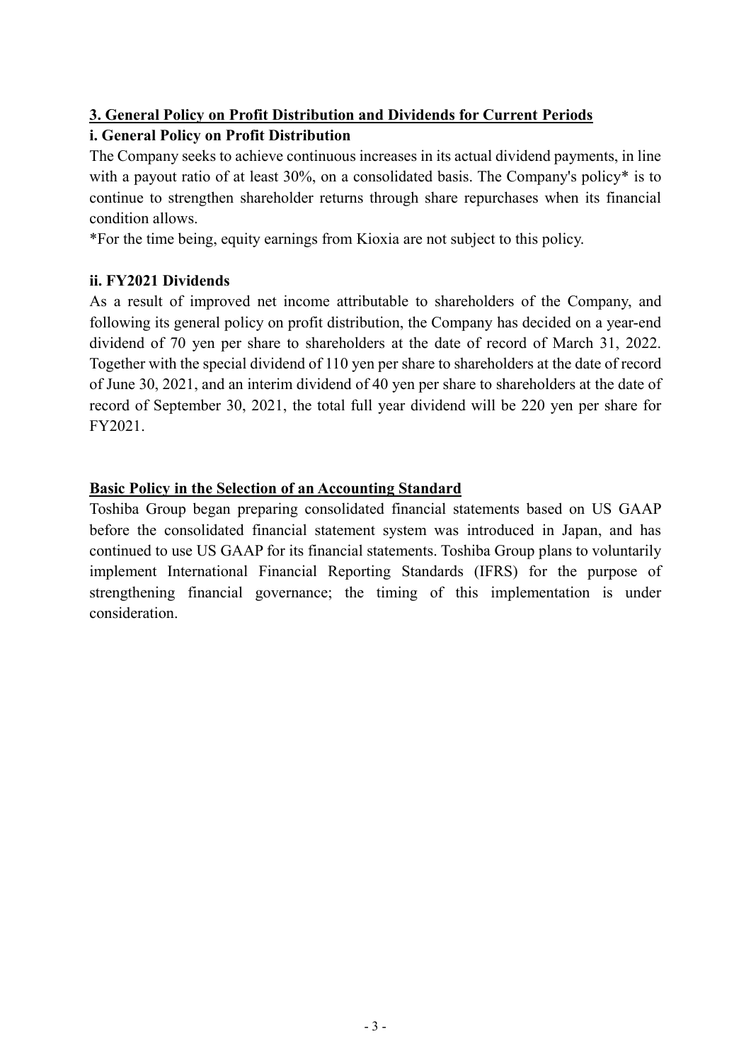## 3. General Policy on Profit Distribution and Dividends for Current Periods

### i. General Policy on Profit Distribution

The Company seeks to achieve continuous increases in its actual dividend payments, in line with a payout ratio of at least 30%, on a consolidated basis. The Company's policy* is to continue to strengthen shareholder returns through share repurchases when its financial condition allows.

*For the time being, equity earnings from Kioxia are not subject to this policy.

### ii. FY2021 Dividends

As a result of improved net income attributable to shareholders of the Company, and following its general policy on profit distribution, the Company has decided on a year-end dividend of 70 yen per share to shareholders at the date of record of March 31, 2022. Together with the special dividend of 110 yen per share to shareholders at the date of record of June 30, 2021, and an interim dividend of 40 yen per share to shareholders at the date of record of September 30, 2021, the total full year dividend will be 220 yen per share for FY2021.

## Basic Policy in the Selection of an Accounting Standard

Toshiba Group began preparing consolidated financial statements based on US GAAP before the consolidated financial statement system was introduced in Japan, and has continued to use US GAAP for its financial statements. Toshiba Group plans to voluntarily implement International Financial Reporting Standards (IFRS) for the purpose of strengthening financial governance; the timing of this implementation is under consideration.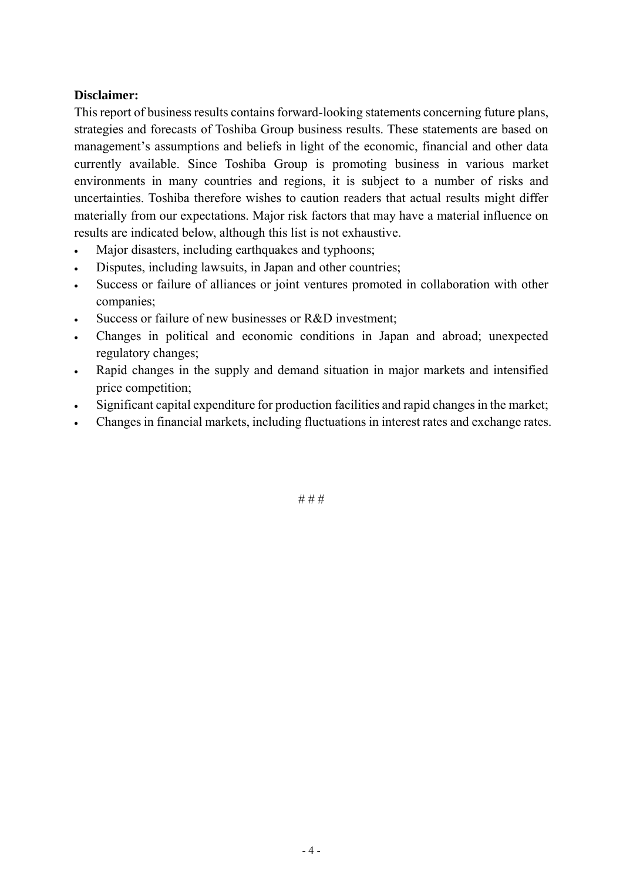**Disclaimer:**

This report of business results contains forward-looking statements concerning future plans, strategies and forecasts of Toshiba Group business results. These statements are based on management's assumptions and beliefs in light of the economic, financial and other data currently available. Since Toshiba Group is promoting business in various market environments in many countries and regions, it is subject to a number of risks and uncertainties. Toshiba therefore wishes to caution readers that actual results might differ materially from our expectations. Major risk factors that may have a material influence on results are indicated below, although this list is not exhaustive.

- Major disasters, including earthquakes and typhoons;
- Disputes, including lawsuits, in Japan and other countries;
- Success or failure of alliances or joint ventures promoted in collaboration with other companies;
- Success or failure of new businesses or R&D investment;
- Changes in political and economic conditions in Japan and abroad; unexpected regulatory changes;
- Rapid changes in the supply and demand situation in major markets and intensified price competition;
- Significant capital expenditure for production facilities and rapid changes in the market;
- Changes in financial markets, including fluctuations in interest rates and exchange rates.

# # #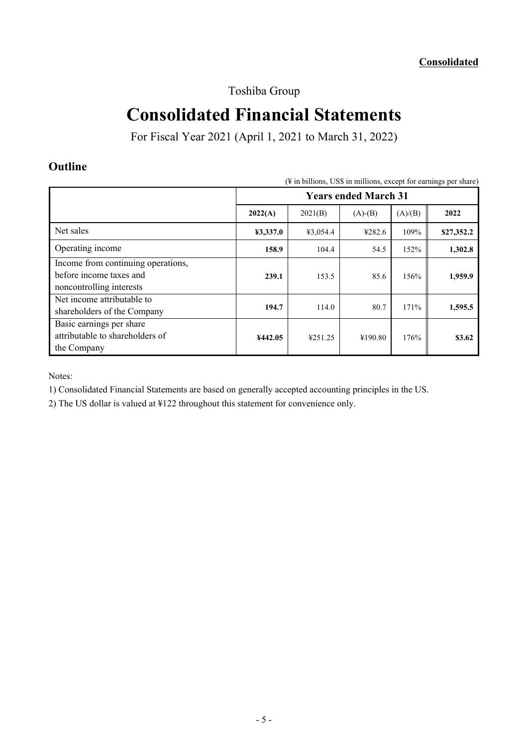**Consolidated**

Toshiba Group

# Consolidated Financial Statements

For Fiscal Year 2021 (April 1, 2021 to March 31, 2022)

## Outline

(¥ in billions, US$ in millions, except for earnings per share)

| | Years ended March 31 | | | | |
|---|---|---|---|---|---|
| | **2022(A)** | 2021(B) | (A)-(B) | (A)/(B) | **2022** |
| Net sales | **¥3,337.0** | ¥3,054.4 | ¥282.6 | 109% | **$27,352.2** |
| Operating income | **158.9** | 104.4 | 54.5 | 152% | **1,302.8** |
| Income from continuing operations, before income taxes and noncontrolling interests | **239.1** | 153.5 | 85.6 | 156% | **1,959.9** |
| Net income attributable to shareholders of the Company | **194.7** | 114.0 | 80.7 | 171% | **1,595.5** |
| Basic earnings per share attributable to shareholders of the Company | **¥442.05** | ¥251.25 | ¥190.80 | 176% | **$3.62** |

Notes:

1) Consolidated Financial Statements are based on generally accepted accounting principles in the US.

2) The US dollar is valued at ¥122 throughout this statement for convenience only.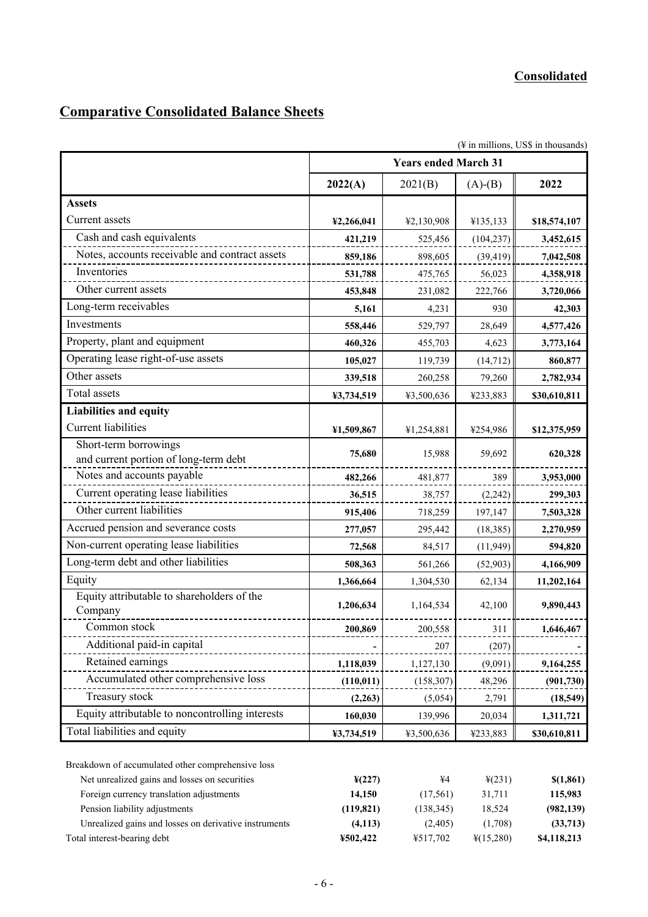**Consolidated**

## Comparative Consolidated Balance Sheets

(¥ in millions, US$ in thousands)

| | Years ended March 31 | | | |
|---|---|---|---|---|
| | **2022(A)** | 2021(B) | (A)-(B) | **2022** |
| **Assets** | | | | |
| Current assets | **¥2,266,041** | ¥2,130,908 | ¥135,133 | **$18,574,107** |
| Cash and cash equivalents | **421,219** | 525,456 | (104,237) | **3,452,615** |
| Notes, accounts receivable and contract assets | **859,186** | 898,605 | (39,419) | **7,042,508** |
| Inventories | **531,788** | 475,765 | 56,023 | **4,358,918** |
| Other current assets | **453,848** | 231,082 | 222,766 | **3,720,066** |
| Long-term receivables | **5,161** | 4,231 | 930 | **42,303** |
| Investments | **558,446** | 529,797 | 28,649 | **4,577,426** |
| Property, plant and equipment | **460,326** | 455,703 | 4,623 | **3,773,164** |
| Operating lease right-of-use assets | **105,027** | 119,739 | (14,712) | **860,877** |
| Other assets | **339,518** | 260,258 | 79,260 | **2,782,934** |
| Total assets | **¥3,734,519** | ¥3,500,636 | ¥233,883 | **$30,610,811** |
| **Liabilities and equity** | | | | |
| Current liabilities | **¥1,509,867** | ¥1,254,881 | ¥254,986 | **$12,375,959** |
| Short-term borrowings and current portion of long-term debt | **75,680** | 15,988 | 59,692 | **620,328** |
| Notes and accounts payable | **482,266** | 481,877 | 389 | **3,953,000** |
| Current operating lease liabilities | **36,515** | 38,757 | (2,242) | **299,303** |
| Other current liabilities | **915,406** | 718,259 | 197,147 | **7,503,328** |
| Accrued pension and severance costs | **277,057** | 295,442 | (18,385) | **2,270,959** |
| Non-current operating lease liabilities | **72,568** | 84,517 | (11,949) | **594,820** |
| Long-term debt and other liabilities | **508,363** | 561,266 | (52,903) | **4,166,909** |
| Equity | **1,366,664** | 1,304,530 | 62,134 | **11,202,164** |
| Equity attributable to shareholders of the Company | **1,206,634** | 1,164,534 | 42,100 | **9,890,443** |
| Common stock | **200,869** | 200,558 | 311 | **1,646,467** |
| Additional paid-in capital | **-** | 207 | (207) | **-** |
| Retained earnings | **1,118,039** | 1,127,130 | (9,091) | **9,164,255** |
| Accumulated other comprehensive loss | **(110,011)** | (158,307) | 48,296 | **(901,730)** |
| Treasury stock | **(2,263)** | (5,054) | 2,791 | **(18,549)** |
| Equity attributable to noncontrolling interests | **160,030** | 139,996 | 20,034 | **1,311,721** |
| Total liabilities and equity | **¥3,734,519** | ¥3,500,636 | ¥233,883 | **$30,610,811** |

| Breakdown of accumulated other comprehensive loss | | | | |
|---|---|---|---|---|
| Net unrealized gains and losses on securities | **¥(227)** | ¥4 | ¥(231) | **$(1,861)** |
| Foreign currency translation adjustments | **14,150** | (17,561) | 31,711 | **115,983** |
| Pension liability adjustments | **(119,821)** | (138,345) | 18,524 | **(982,139)** |
| Unrealized gains and losses on derivative instruments | **(4,113)** | (2,405) | (1,708) | **(33,713)** |
| Total interest-bearing debt | **¥502,422** | ¥517,702 | ¥(15,280) | **$4,118,213** |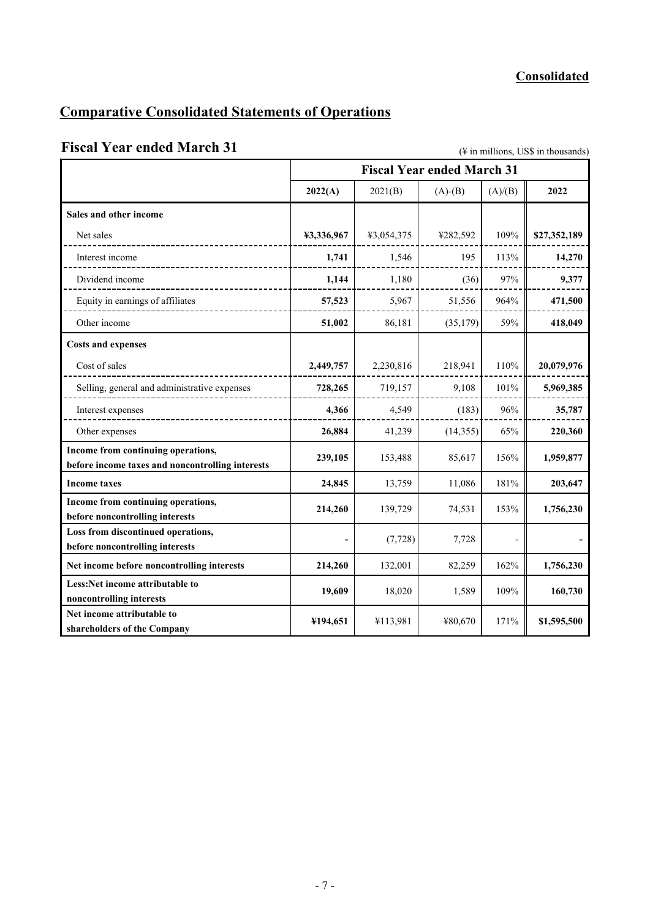**Consolidated**

# Comparative Consolidated Statements of Operations

## Fiscal Year ended March 31

(¥ in millions, US$ in thousands)

| | Fiscal Year ended March 31 | | | | |
|---|---|---|---|---|---|
| | **2022(A)** | 2021(B) | (A)-(B) | (A)/(B) | **2022** |
| **Sales and other income** | | | | | |
| Net sales | **¥3,336,967** | ¥3,054,375 | ¥282,592 | 109% | **$27,352,189** |
| Interest income | **1,741** | 1,546 | 195 | 113% | **14,270** |
| Dividend income | **1,144** | 1,180 | (36) | 97% | **9,377** |
| Equity in earnings of affiliates | **57,523** | 5,967 | 51,556 | 964% | **471,500** |
| Other income | **51,002** | 86,181 | (35,179) | 59% | **418,049** |
| **Costs and expenses** | | | | | |
| Cost of sales | **2,449,757** | 2,230,816 | 218,941 | 110% | **20,079,976** |
| Selling, general and administrative expenses | **728,265** | 719,157 | 9,108 | 101% | **5,969,385** |
| Interest expenses | **4,366** | 4,549 | (183) | 96% | **35,787** |
| Other expenses | **26,884** | 41,239 | (14,355) | 65% | **220,360** |
| **Income from continuing operations, before income taxes and noncontrolling interests** | **239,105** | 153,488 | 85,617 | 156% | **1,959,877** |
| **Income taxes** | **24,845** | 13,759 | 11,086 | 181% | **203,647** |
| **Income from continuing operations, before noncontrolling interests** | **214,260** | 139,729 | 74,531 | 153% | **1,756,230** |
| **Loss from discontinued operations, before noncontrolling interests** | **-** | (7,728) | 7,728 | - | **-** |
| **Net income before noncontrolling interests** | **214,260** | 132,001 | 82,259 | 162% | **1,756,230** |
| **Less:Net income attributable to noncontrolling interests** | **19,609** | 18,020 | 1,589 | 109% | **160,730** |
| **Net income attributable to shareholders of the Company** | **¥194,651** | ¥113,981 | ¥80,670 | 171% | **$1,595,500** |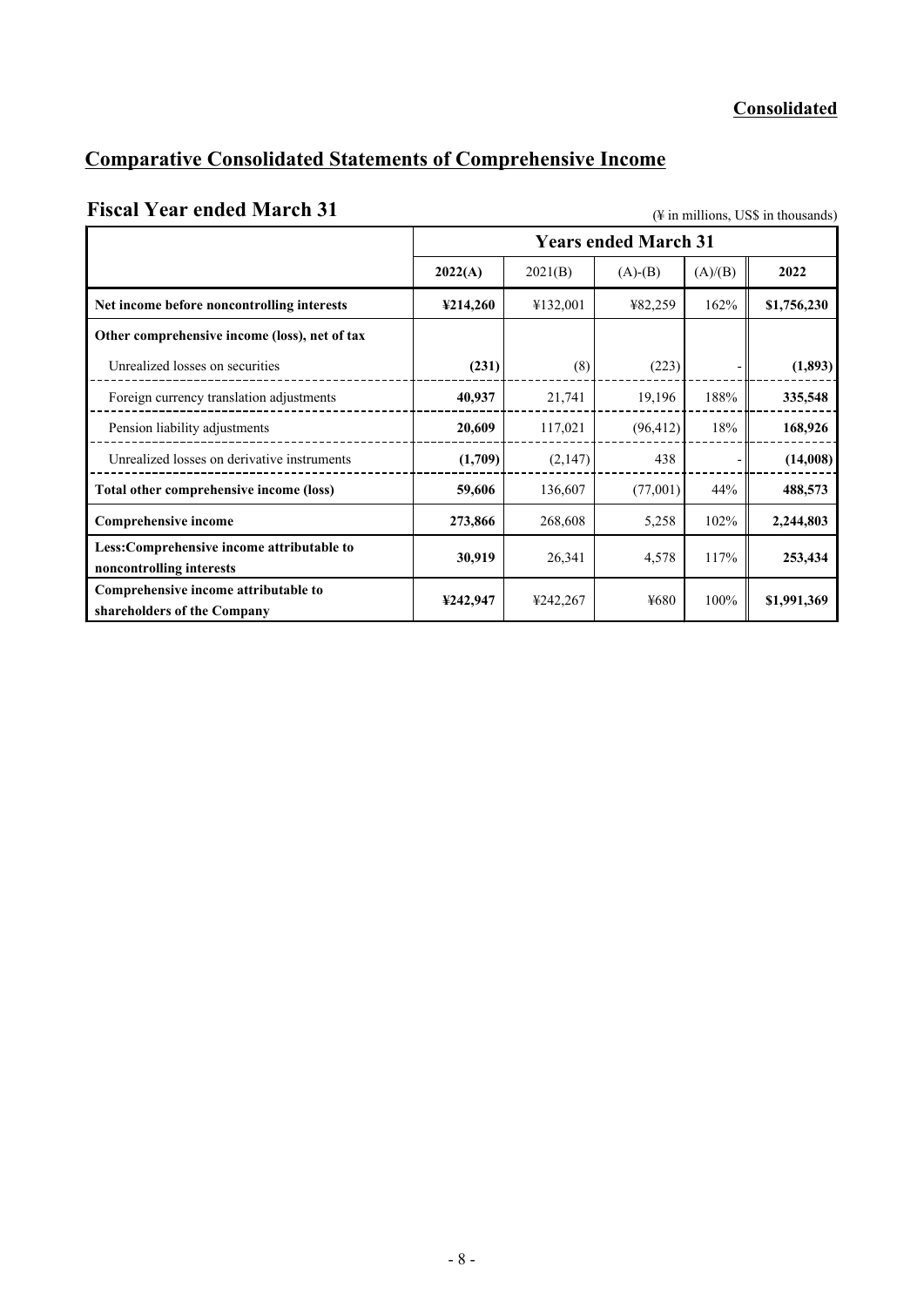**Consolidated**

# Comparative Consolidated Statements of Comprehensive Income

## Fiscal Year ended March 31

(¥ in millions, US$ in thousands)

| | Years ended March 31 | | | | |
|---|---|---|---|---|---|
| | **2022(A)** | 2021(B) | (A)-(B) | (A)/(B) | **2022** |
| **Net income before noncontrolling interests** | **¥214,260** | ¥132,001 | ¥82,259 | 162% | **$1,756,230** |
| **Other comprehensive income (loss), net of tax** | | | | | |
| Unrealized losses on securities | **(231)** | (8) | (223) | - | **(1,893)** |
| Foreign currency translation adjustments | **40,937** | 21,741 | 19,196 | 188% | **335,548** |
| Pension liability adjustments | **20,609** | 117,021 | (96,412) | 18% | **168,926** |
| Unrealized losses on derivative instruments | **(1,709)** | (2,147) | 438 | - | **(14,008)** |
| **Total other comprehensive income (loss)** | **59,606** | 136,607 | (77,001) | 44% | **488,573** |
| **Comprehensive income** | **273,866** | 268,608 | 5,258 | 102% | **2,244,803** |
| **Less:Comprehensive income attributable to noncontrolling interests** | **30,919** | 26,341 | 4,578 | 117% | **253,434** |
| **Comprehensive income attributable to shareholders of the Company** | **¥242,947** | ¥242,267 | ¥680 | 100% | **$1,991,369** |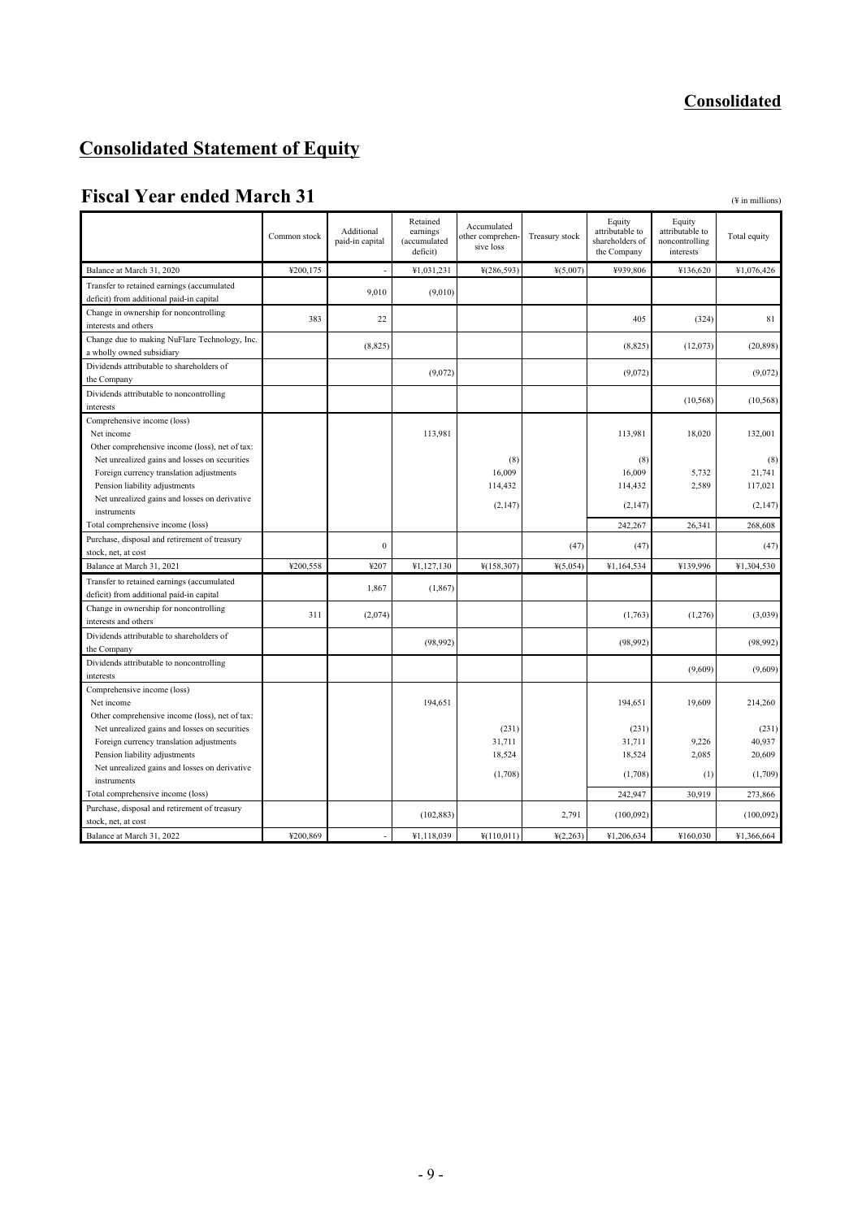**Consolidated**

# Consolidated Statement of Equity

## Fiscal Year ended March 31

(¥ in millions)

| | Common stock | Additional paid-in capital | Retained earnings (accumulated deficit) | Accumulated other comprehensive loss | Treasury stock | Equity attributable to shareholders of the Company | Equity attributable to noncontrolling interests | Total equity |
|---|---|---|---|---|---|---|---|---|
| Balance at March 31, 2020 | ¥200,175 | - | ¥1,031,231 | ¥(286,593) | ¥(5,007) | ¥939,806 | ¥136,620 | ¥1,076,426 |
| Transfer to retained earnings (accumulated deficit) from additional paid-in capital | | 9,010 | (9,010) | | | | | |
| Change in ownership for noncontrolling interests and others | 383 | 22 | | | | 405 | (324) | 81 |
| Change due to making NuFlare Technology, Inc. a wholly owned subsidiary | | (8,825) | | | | (8,825) | (12,073) | (20,898) |
| Dividends attributable to shareholders of the Company | | | (9,072) | | | (9,072) | | (9,072) |
| Dividends attributable to noncontrolling interests | | | | | | | (10,568) | (10,568) |
| Comprehensive income (loss) | | | | | | | | |
| Net income | | | 113,981 | | | 113,981 | 18,020 | 132,001 |
| Other comprehensive income (loss), net of tax: | | | | | | | | |
| Net unrealized gains and losses on securities | | | | (8) | | (8) | | (8) |
| Foreign currency translation adjustments | | | | 16,009 | | 16,009 | 5,732 | 21,741 |
| Pension liability adjustments | | | | 114,432 | | 114,432 | 2,589 | 117,021 |
| Net unrealized gains and losses on derivative instruments | | | | (2,147) | | (2,147) | | (2,147) |
| Total comprehensive income (loss) | | | | | | 242,267 | 26,341 | 268,608 |
| Purchase, disposal and retirement of treasury stock, net, at cost | | 0 | | | (47) | (47) | | (47) |
| Balance at March 31, 2021 | ¥200,558 | ¥207 | ¥1,127,130 | ¥(158,307) | ¥(5,054) | ¥1,164,534 | ¥139,996 | ¥1,304,530 |
| Transfer to retained earnings (accumulated deficit) from additional paid-in capital | | 1,867 | (1,867) | | | | | |
| Change in ownership for noncontrolling interests and others | 311 | (2,074) | | | | (1,763) | (1,276) | (3,039) |
| Dividends attributable to shareholders of the Company | | | (98,992) | | | (98,992) | | (98,992) |
| Dividends attributable to noncontrolling interests | | | | | | | (9,609) | (9,609) |
| Comprehensive income (loss) | | | | | | | | |
| Net income | | | 194,651 | | | 194,651 | 19,609 | 214,260 |
| Other comprehensive income (loss), net of tax: | | | | | | | | |
| Net unrealized gains and losses on securities | | | | (231) | | (231) | | (231) |
| Foreign currency translation adjustments | | | | 31,711 | | 31,711 | 9,226 | 40,937 |
| Pension liability adjustments | | | | 18,524 | | 18,524 | 2,085 | 20,609 |
| Net unrealized gains and losses on derivative instruments | | | | (1,708) | | (1,708) | (1) | (1,709) |
| Total comprehensive income (loss) | | | | | | 242,947 | 30,919 | 273,866 |
| Purchase, disposal and retirement of treasury stock, net, at cost | | | (102,883) | | 2,791 | (100,092) | | (100,092) |
| Balance at March 31, 2022 | ¥200,869 | - | ¥1,118,039 | ¥(110,011) | ¥(2,263) | ¥1,206,634 | ¥160,030 | ¥1,366,664 |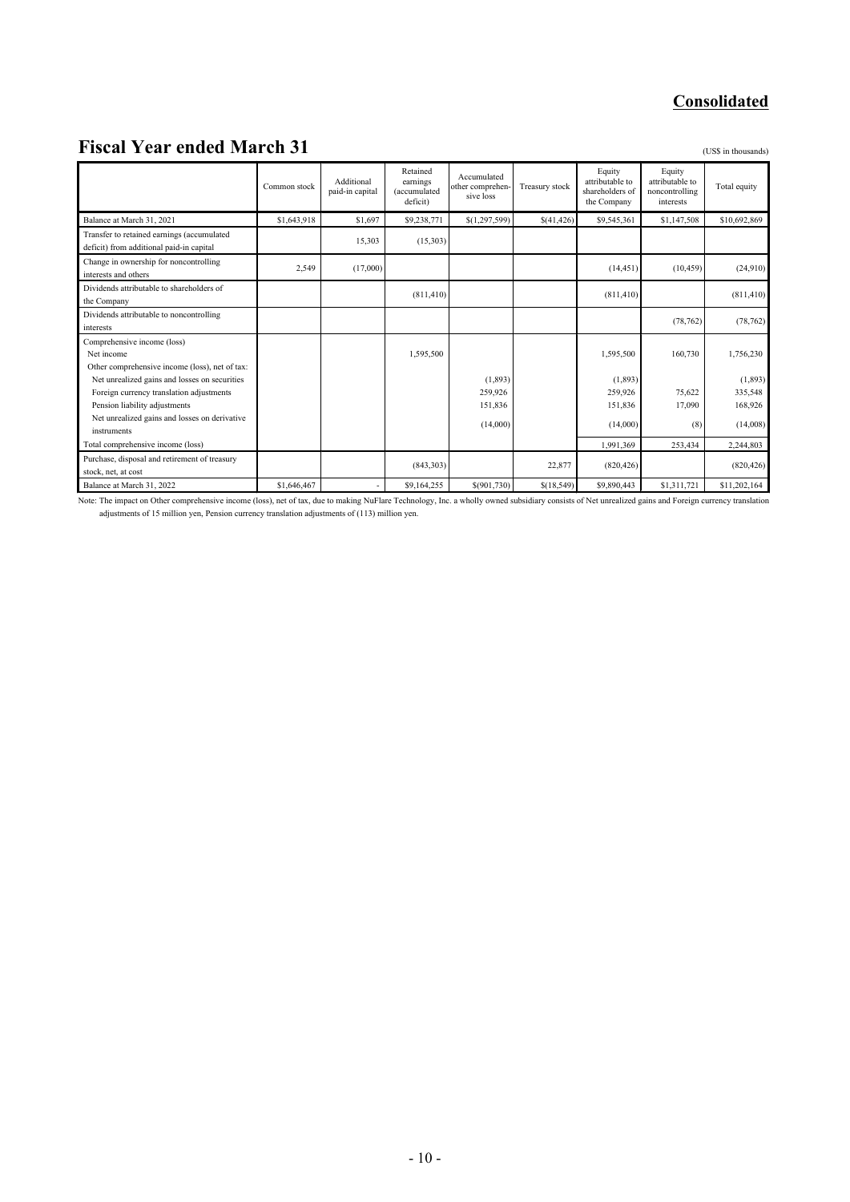**Consolidated**

# Fiscal Year ended March 31

(US$ in thousands)

| | Common stock | Additional paid-in capital | Retained earnings (accumulated deficit) | Accumulated other comprehensive loss | Treasury stock | Equity attributable to shareholders of the Company | Equity attributable to noncontrolling interests | Total equity |
|---|---|---|---|---|---|---|---|---|
| Balance at March 31, 2021 | $1,643,918 | $1,697 | $9,238,771 | $(1,297,599) | $(41,426) | $9,545,361 | $1,147,508 | $10,692,869 |
| Transfer to retained earnings (accumulated deficit) from additional paid-in capital | | 15,303 | (15,303) | | | | | |
| Change in ownership for noncontrolling interests and others | 2,549 | (17,000) | | | | (14,451) | (10,459) | (24,910) |
| Dividends attributable to shareholders of the Company | | | (811,410) | | | (811,410) | | (811,410) |
| Dividends attributable to noncontrolling interests | | | | | | | (78,762) | (78,762) |
| Comprehensive income (loss) | | | | | | | | |
| Net income | | | 1,595,500 | | | 1,595,500 | 160,730 | 1,756,230 |
| Other comprehensive income (loss), net of tax: | | | | | | | | |
| Net unrealized gains and losses on securities | | | | (1,893) | | (1,893) | | (1,893) |
| Foreign currency translation adjustments | | | | 259,926 | | 259,926 | 75,622 | 335,548 |
| Pension liability adjustments | | | | 151,836 | | 151,836 | 17,090 | 168,926 |
| Net unrealized gains and losses on derivative instruments | | | | (14,000) | | (14,000) | (8) | (14,008) |
| Total comprehensive income (loss) | | | | | | 1,991,369 | 253,434 | 2,244,803 |
| Purchase, disposal and retirement of treasury stock, net, at cost | | | (843,303) | | 22,877 | (820,426) | | (820,426) |
| Balance at March 31, 2022 | $1,646,467 | - | $9,164,255 | $(901,730) | $(18,549) | $9,890,443 | $1,311,721 | $11,202,164 |

Note: The impact on Other comprehensive income (loss), net of tax, due to making NuFlare Technology, Inc. a wholly owned subsidiary consists of Net unrealized gains and Foreign currency translation adjustments of 15 million yen, Pension currency translation adjustments of (113) million yen.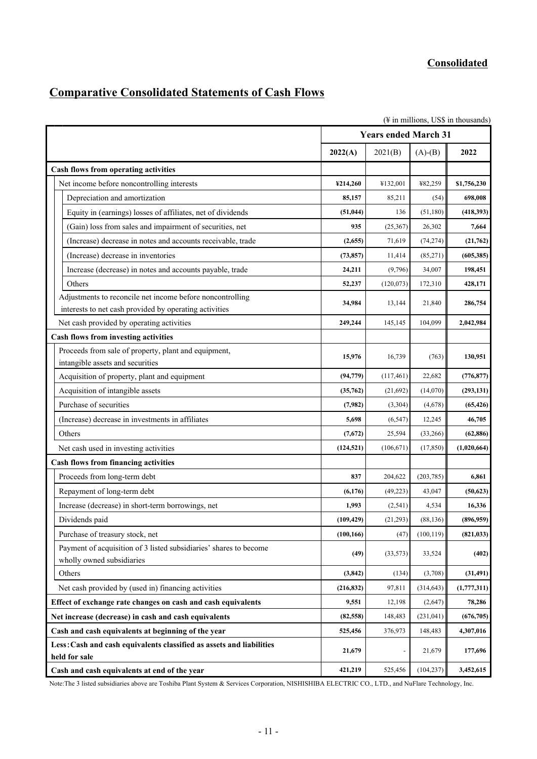**Consolidated**

# Comparative Consolidated Statements of Cash Flows

(¥ in millions, US$ in thousands)

| | Years ended March 31 | | | |
|---|---|---|---|---|
| | **2022(A)** | 2021(B) | (A)-(B) | **2022** |
| **Cash flows from operating activities** | | | | |
| Net income before noncontrolling interests | **¥214,260** | ¥132,001 | ¥82,259 | **$1,756,230** |
| Depreciation and amortization | **85,157** | 85,211 | (54) | **698,008** |
| Equity in (earnings) losses of affiliates, net of dividends | **(51,044)** | 136 | (51,180) | **(418,393)** |
| (Gain) loss from sales and impairment of securities, net | **935** | (25,367) | 26,302 | **7,664** |
| (Increase) decrease in notes and accounts receivable, trade | **(2,655)** | 71,619 | (74,274) | **(21,762)** |
| (Increase) decrease in inventories | **(73,857)** | 11,414 | (85,271) | **(605,385)** |
| Increase (decrease) in notes and accounts payable, trade | **24,211** | (9,796) | 34,007 | **198,451** |
| Others | **52,237** | (120,073) | 172,310 | **428,171** |
| Adjustments to reconcile net income before noncontrolling interests to net cash provided by operating activities | **34,984** | 13,144 | 21,840 | **286,754** |
| Net cash provided by operating activities | **249,244** | 145,145 | 104,099 | **2,042,984** |
| **Cash flows from investing activities** | | | | |
| Proceeds from sale of property, plant and equipment, intangible assets and securities | **15,976** | 16,739 | (763) | **130,951** |
| Acquisition of property, plant and equipment | **(94,779)** | (117,461) | 22,682 | **(776,877)** |
| Acquisition of intangible assets | **(35,762)** | (21,692) | (14,070) | **(293,131)** |
| Purchase of securities | **(7,982)** | (3,304) | (4,678) | **(65,426)** |
| (Increase) decrease in investments in affiliates | **5,698** | (6,547) | 12,245 | **46,705** |
| Others | **(7,672)** | 25,594 | (33,266) | **(62,886)** |
| Net cash used in investing activities | **(124,521)** | (106,671) | (17,850) | **(1,020,664)** |
| **Cash flows from financing activities** | | | | |
| Proceeds from long-term debt | **837** | 204,622 | (203,785) | **6,861** |
| Repayment of long-term debt | **(6,176)** | (49,223) | 43,047 | **(50,623)** |
| Increase (decrease) in short-term borrowings, net | **1,993** | (2,541) | 4,534 | **16,336** |
| Dividends paid | **(109,429)** | (21,293) | (88,136) | **(896,959)** |
| Purchase of treasury stock, net | **(100,166)** | (47) | (100,119) | **(821,033)** |
| Payment of acquisition of 3 listed subsidiaries' shares to become wholly owned subsidiaries | **(49)** | (33,573) | 33,524 | **(402)** |
| Others | **(3,842)** | (134) | (3,708) | **(31,491)** |
| Net cash provided by (used in) financing activities | **(216,832)** | 97,811 | (314,643) | **(1,777,311)** |
| **Effect of exchange rate changes on cash and cash equivalents** | **9,551** | 12,198 | (2,647) | **78,286** |
| **Net increase (decrease) in cash and cash equivalents** | **(82,558)** | 148,483 | (231,041) | **(676,705)** |
| **Cash and cash equivalents at beginning of the year** | **525,456** | 376,973 | 148,483 | **4,307,016** |
| **Less：Cash and cash equivalents classified as assets and liabilities held for sale** | **21,679** | - | 21,679 | **177,696** |
| **Cash and cash equivalents at end of the year** | **421,219** | 525,456 | (104,237) | **3,452,615** |

Note:The 3 listed subsidiaries above are Toshiba Plant System & Services Corporation, NISHISHIBA ELECTRIC CO., LTD., and NuFlare Technology, Inc.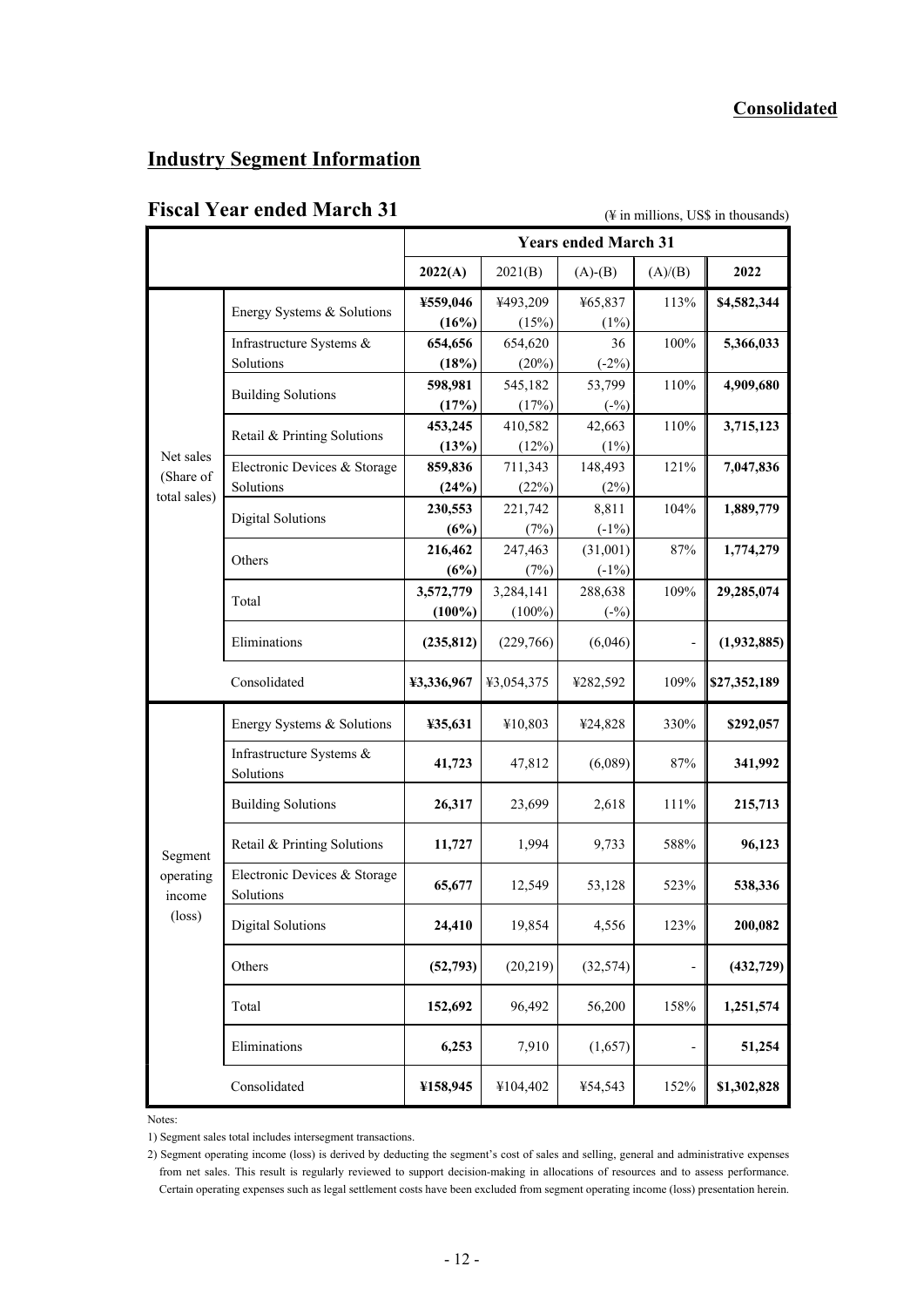**Consolidated**

## Industry Segment Information

### Fiscal Year ended March 31

(¥ in millions, US$ in thousands)

| | | Years ended March 31 | | | | |
|---|---|---|---|---|---|---|
| | | **2022(A)** | 2021(B) | (A)-(B) | (A)/(B) | **2022** |
| Net sales (Share of total sales) | Energy Systems & Solutions | **¥559,046 (16%)** | ¥493,209 (15%) | ¥65,837 (1%) | 113% | **$4,582,344** |
| | Infrastructure Systems & Solutions | **654,656 (18%)** | 654,620 (20%) | 36 (-2%) | 100% | **5,366,033** |
| | Building Solutions | **598,981 (17%)** | 545,182 (17%) | 53,799 (-%) | 110% | **4,909,680** |
| | Retail & Printing Solutions | **453,245 (13%)** | 410,582 (12%) | 42,663 (1%) | 110% | **3,715,123** |
| | Electronic Devices & Storage Solutions | **859,836 (24%)** | 711,343 (22%) | 148,493 (2%) | 121% | **7,047,836** |
| | Digital Solutions | **230,553 (6%)** | 221,742 (7%) | 8,811 (-1%) | 104% | **1,889,779** |
| | Others | **216,462 (6%)** | 247,463 (7%) | (31,001) (-1%) | 87% | **1,774,279** |
| | Total | **3,572,779 (100%)** | 3,284,141 (100%) | 288,638 (-%) | 109% | **29,285,074** |
| | Eliminations | **(235,812)** | (229,766) | (6,046) | - | **(1,932,885)** |
| | Consolidated | **¥3,336,967** | ¥3,054,375 | ¥282,592 | 109% | **$27,352,189** |
| Segment operating income (loss) | Energy Systems & Solutions | **¥35,631** | ¥10,803 | ¥24,828 | 330% | **$292,057** |
| | Infrastructure Systems & Solutions | **41,723** | 47,812 | (6,089) | 87% | **341,992** |
| | Building Solutions | **26,317** | 23,699 | 2,618 | 111% | **215,713** |
| | Retail & Printing Solutions | **11,727** | 1,994 | 9,733 | 588% | **96,123** |
| | Electronic Devices & Storage Solutions | **65,677** | 12,549 | 53,128 | 523% | **538,336** |
| | Digital Solutions | **24,410** | 19,854 | 4,556 | 123% | **200,082** |
| | Others | **(52,793)** | (20,219) | (32,574) | - | **(432,729)** |
| | Total | **152,692** | 96,492 | 56,200 | 158% | **1,251,574** |
| | Eliminations | **6,253** | 7,910 | (1,657) | - | **51,254** |
| | Consolidated | **¥158,945** | ¥104,402 | ¥54,543 | 152% | **$1,302,828** |

Notes:

1) Segment sales total includes intersegment transactions.

2) Segment operating income (loss) is derived by deducting the segment's cost of sales and selling, general and administrative expenses from net sales. This result is regularly reviewed to support decision-making in allocations of resources and to assess performance. Certain operating expenses such as legal settlement costs have been excluded from segment operating income (loss) presentation herein.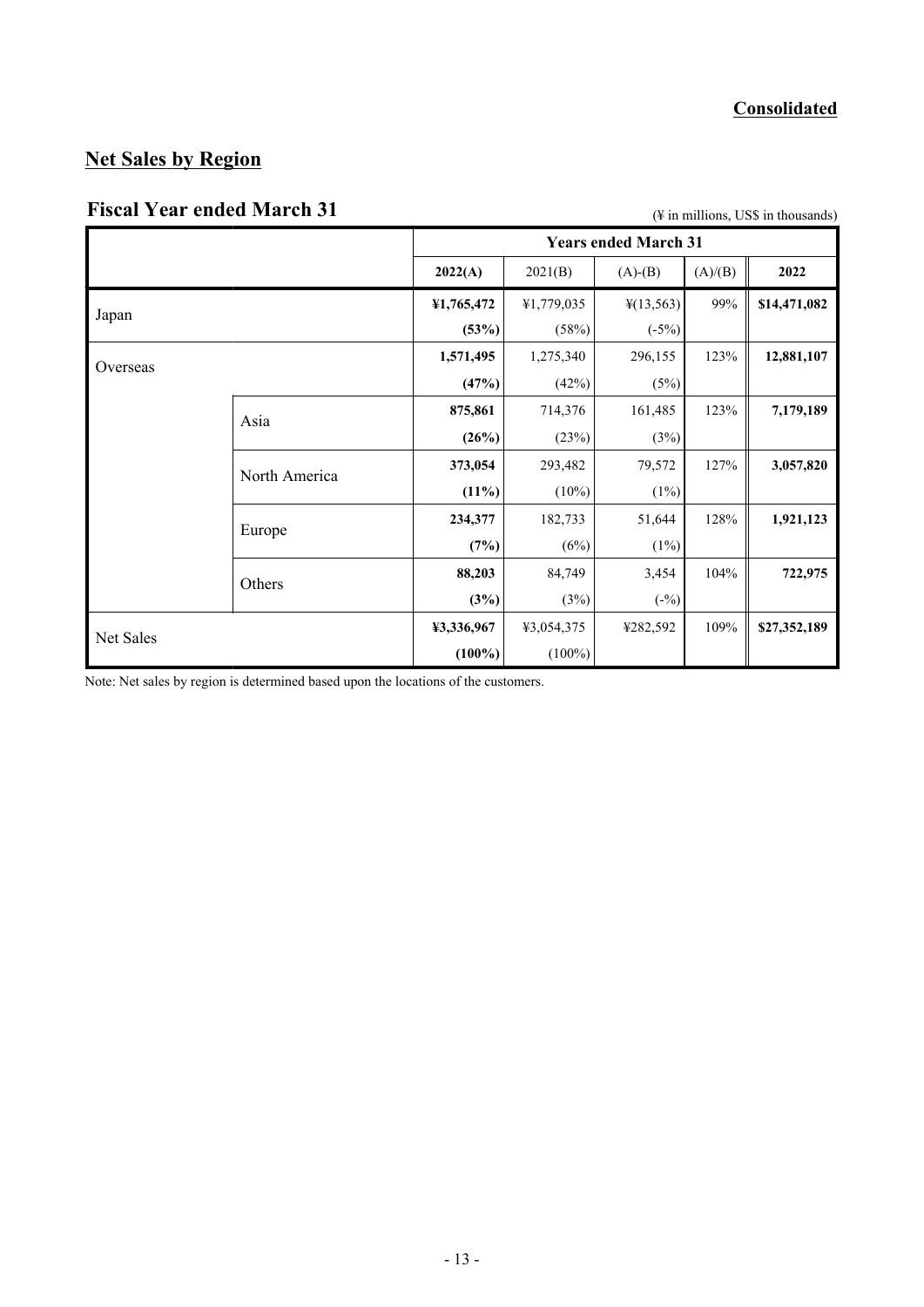**Consolidated**

## Net Sales by Region

### Fiscal Year ended March 31

(¥ in millions, US$ in thousands)

| | | Years ended March 31 | | | | |
|---|---|---|---|---|---|---|
| | | **2022(A)** | 2021(B) | (A)-(B) | (A)/(B) | **2022** |
| Japan | | **¥1,765,472** | ¥1,779,035 | ¥(13,563) | 99% | **$14,471,082** |
| | | **(53%)** | (58%) | (-5%) | | |
| Overseas | | **1,571,495** | 1,275,340 | 296,155 | 123% | **12,881,107** |
| | | **(47%)** | (42%) | (5%) | | |
| | Asia | **875,861** | 714,376 | 161,485 | 123% | **7,179,189** |
| | | **(26%)** | (23%) | (3%) | | |
| | North America | **373,054** | 293,482 | 79,572 | 127% | **3,057,820** |
| | | **(11%)** | (10%) | (1%) | | |
| | Europe | **234,377** | 182,733 | 51,644 | 128% | **1,921,123** |
| | | **(7%)** | (6%) | (1%) | | |
| | Others | **88,203** | 84,749 | 3,454 | 104% | **722,975** |
| | | **(3%)** | (3%) | (-%) | | |
| Net Sales | | **¥3,336,967** | ¥3,054,375 | ¥282,592 | 109% | **$27,352,189** |
| | | **(100%)** | (100%) | | | |

Note: Net sales by region is determined based upon the locations of the customers.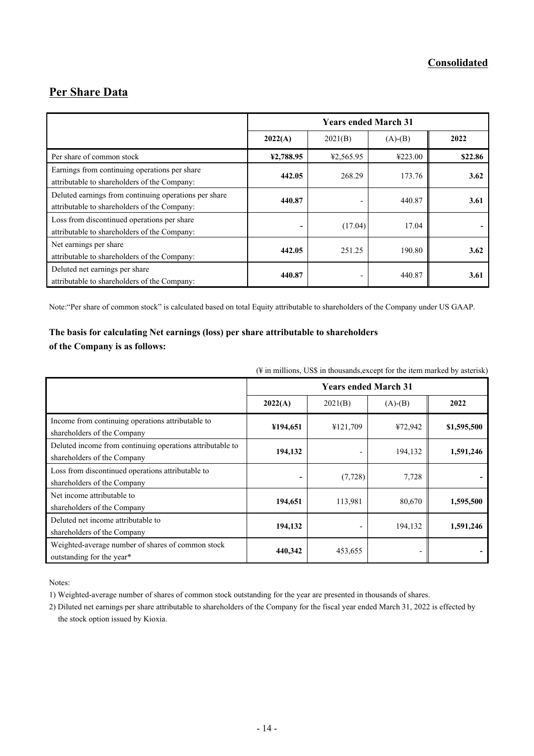**Consolidated**

## Per Share Data

| | Years ended March 31 | | | |
|---|---|---|---|---|
| | **2022(A)** | 2021(B) | (A)-(B) | **2022** |
| Per share of common stock | **¥2,788.95** | ¥2,565.95 | ¥223.00 | **$22.86** |
| Earnings from continuing operations per share attributable to shareholders of the Company: | **442.05** | 268.29 | 173.76 | **3.62** |
| Deluted earnings from continuing operations per share attributable to shareholders of the Company: | **440.87** | - | 440.87 | **3.61** |
| Loss from discontinued operations per share attributable to shareholders of the Company: | **-** | (17.04) | 17.04 | **-** |
| Net earnings per share attributable to shareholders of the Company: | **442.05** | 251.25 | 190.80 | **3.62** |
| Deluted net earnings per share attributable to shareholders of the Company: | **440.87** | - | 440.87 | **3.61** |

Note:"Per share of common stock" is calculated based on total Equity attributable to shareholders of the Company under US GAAP.

### The basis for calculating Net earnings (loss) per share attributable to shareholders of the Company is as follows:

(¥ in millions, US$ in thousands,except for the item marked by asterisk)

| | Years ended March 31 | | | |
|---|---|---|---|---|
| | **2022(A)** | 2021(B) | (A)-(B) | **2022** |
| Income from continuing operations attributable to shareholders of the Company | **¥194,651** | ¥121,709 | ¥72,942 | **$1,595,500** |
| Deluted income from continuing operations attributable to shareholders of the Company | **194,132** | - | 194,132 | **1,591,246** |
| Loss from discontinued operations attributable to shareholders of the Company | **-** | (7,728) | 7,728 | **-** |
| Net income attributable to shareholders of the Company | **194,651** | 113,981 | 80,670 | **1,595,500** |
| Deluted net income attributable to shareholders of the Company | **194,132** | - | 194,132 | **1,591,246** |
| Weighted-average number of shares of common stock outstanding for the year* | **440,342** | 453,655 | - | **-** |

Notes:

1) Weighted-average number of shares of common stock outstanding for the year are presented in thousands of shares.

2) Diluted net earnings per share attributable to shareholders of the Company for the fiscal year ended March 31, 2022 is effected by the stock option issued by Kioxia.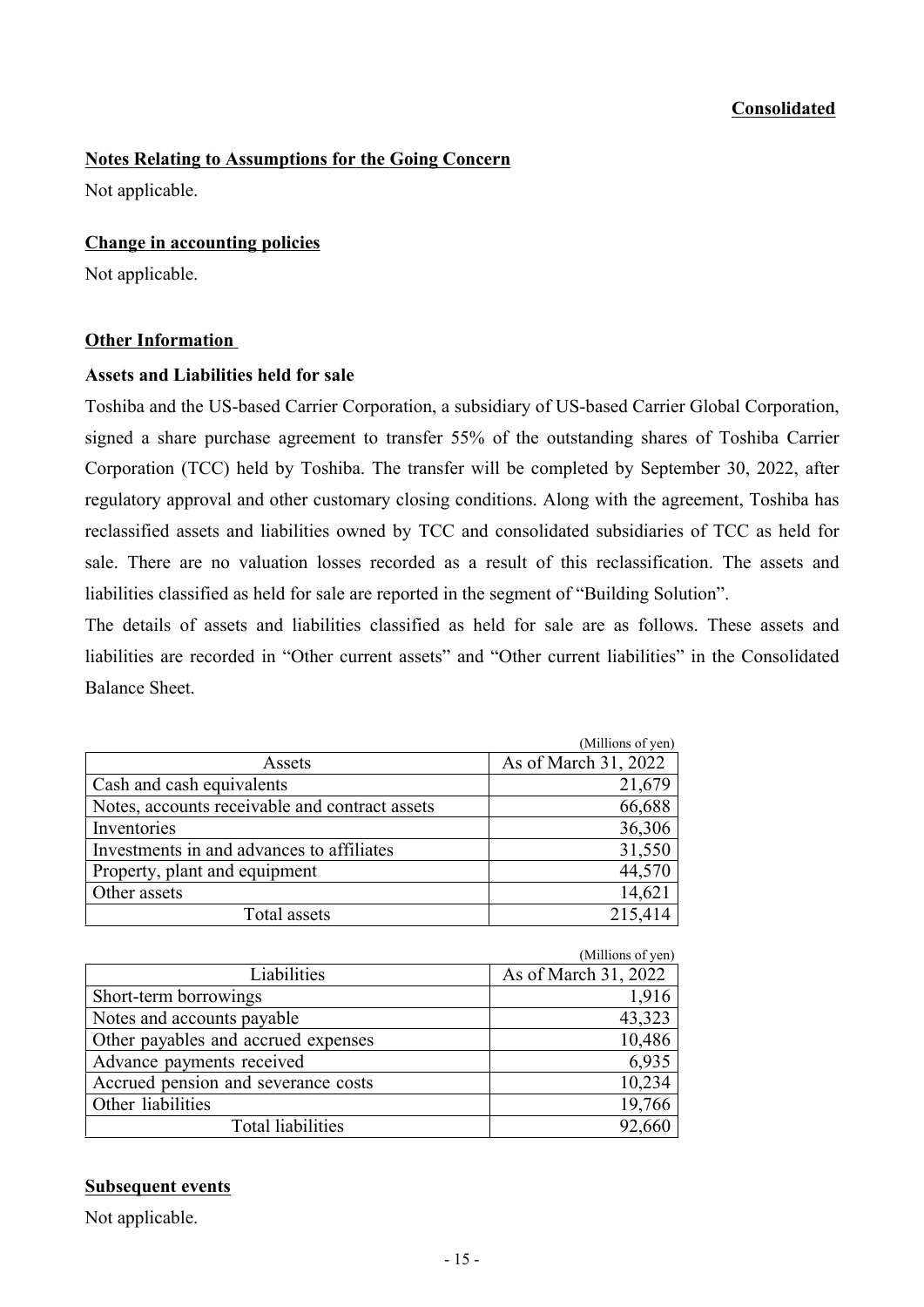**Consolidated**

## Notes Relating to Assumptions for the Going Concern

Not applicable.

## Change in accounting policies

Not applicable.

## Other Information

### Assets and Liabilities held for sale

Toshiba and the US-based Carrier Corporation, a subsidiary of US-based Carrier Global Corporation, signed a share purchase agreement to transfer 55% of the outstanding shares of Toshiba Carrier Corporation (TCC) held by Toshiba. The transfer will be completed by September 30, 2022, after regulatory approval and other customary closing conditions. Along with the agreement, Toshiba has reclassified assets and liabilities owned by TCC and consolidated subsidiaries of TCC as held for sale. There are no valuation losses recorded as a result of this reclassification. The assets and liabilities classified as held for sale are reported in the segment of "Building Solution".

The details of assets and liabilities classified as held for sale are as follows. These assets and liabilities are recorded in "Other current assets" and "Other current liabilities" in the Consolidated Balance Sheet.

(Millions of yen)

| Assets | As of March 31, 2022 |
|---|---|
| Cash and cash equivalents | 21,679 |
| Notes, accounts receivable and contract assets | 66,688 |
| Inventories | 36,306 |
| Investments in and advances to affiliates | 31,550 |
| Property, plant and equipment | 44,570 |
| Other assets | 14,621 |
| Total assets | 215,414 |

(Millions of yen)

| Liabilities | As of March 31, 2022 |
|---|---|
| Short-term borrowings | 1,916 |
| Notes and accounts payable | 43,323 |
| Other payables and accrued expenses | 10,486 |
| Advance payments received | 6,935 |
| Accrued pension and severance costs | 10,234 |
| Other liabilities | 19,766 |
| Total liabilities | 92,660 |

## Subsequent events

Not applicable.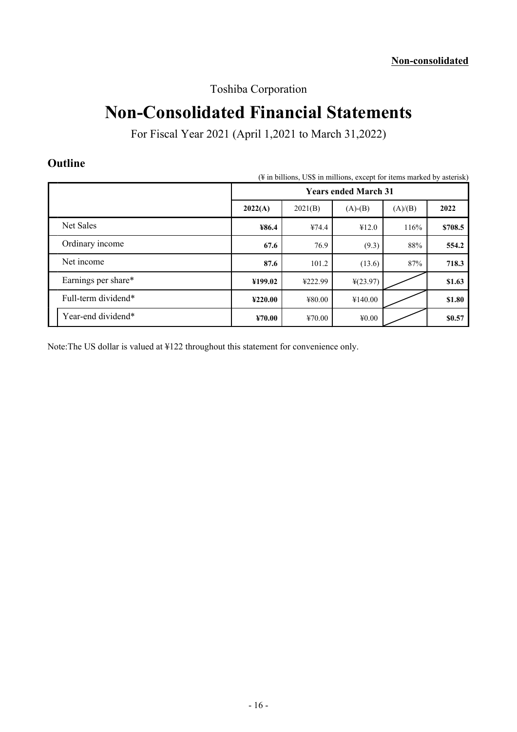**Non-consolidated**

Toshiba Corporation

# Non-Consolidated Financial Statements

For Fiscal Year 2021 (April 1,2021 to March 31,2022)

## Outline

(¥ in billions, US$ in millions, except for items marked by asterisk)

| | Years ended March 31 | | | | |
|---|---|---|---|---|---|
| | **2022(A)** | 2021(B) | (A)-(B) | (A)/(B) | **2022** |
| Net Sales | **¥86.4** | ¥74.4 | ¥12.0 | 116% | **$708.5** |
| Ordinary income | **67.6** | 76.9 | (9.3) | 88% | **554.2** |
| Net income | **87.6** | 101.2 | (13.6) | 87% | **718.3** |
| Earnings per share* | **¥199.02** | ¥222.99 | ¥(23.97) | | **$1.63** |
| Full-term dividend* | **¥220.00** | ¥80.00 | ¥140.00 | | **$1.80** |
| Year-end dividend* | **¥70.00** | ¥70.00 | ¥0.00 | | **$0.57** |

Note:The US dollar is valued at ¥122 throughout this statement for convenience only.